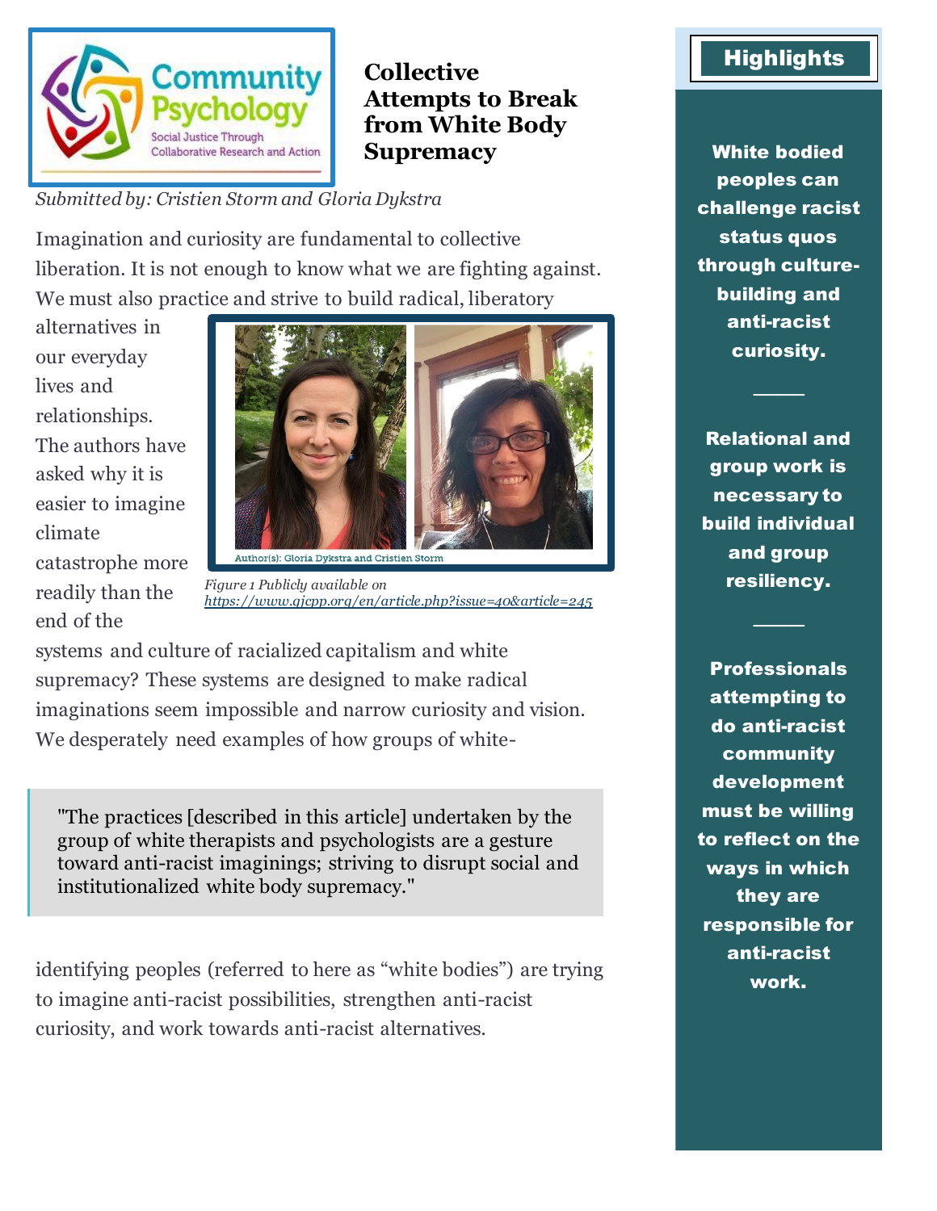# Collective Attempts to Break from White Body Supremacy

*Submitted by: Cristien Storm and Gloria Dykstra*

Imagination and curiosity are fundamental to collective liberation. It is not enough to know what we are fighting against. We must also practice and strive to build radical, liberatory alternatives in our everyday lives and relationships. The authors have asked why it is easier to imagine climate catastrophe more readily than the end of the systems and culture of racialized capitalism and white supremacy? These systems are designed to make radical imaginations seem impossible and narrow curiosity and vision. We desperately need examples of how groups of white-identifying peoples (referred to here as "white bodies") are trying to imagine anti-racist possibilities, strengthen anti-racist curiosity, and work towards anti-racist alternatives.

Author(s): Gloria Dykstra and Cristien Storm

*Figure 1 Publicly available on* https://www.gjcpp.org/en/article.php?issue=40&article=245

> "The practices [described in this article] undertaken by the group of white therapists and psychologists are a gesture toward anti-racist imaginings; striving to disrupt social and institutionalized white body supremacy."

## Highlights

**White bodied peoples can challenge racist status quos through culture-building and anti-racist curiosity.**

---

**Relational and group work is necessary to build individual and group resiliency.**

---

**Professionals attempting to do anti-racist community development must be willing to reflect on the ways in which they are responsible for anti-racist work.**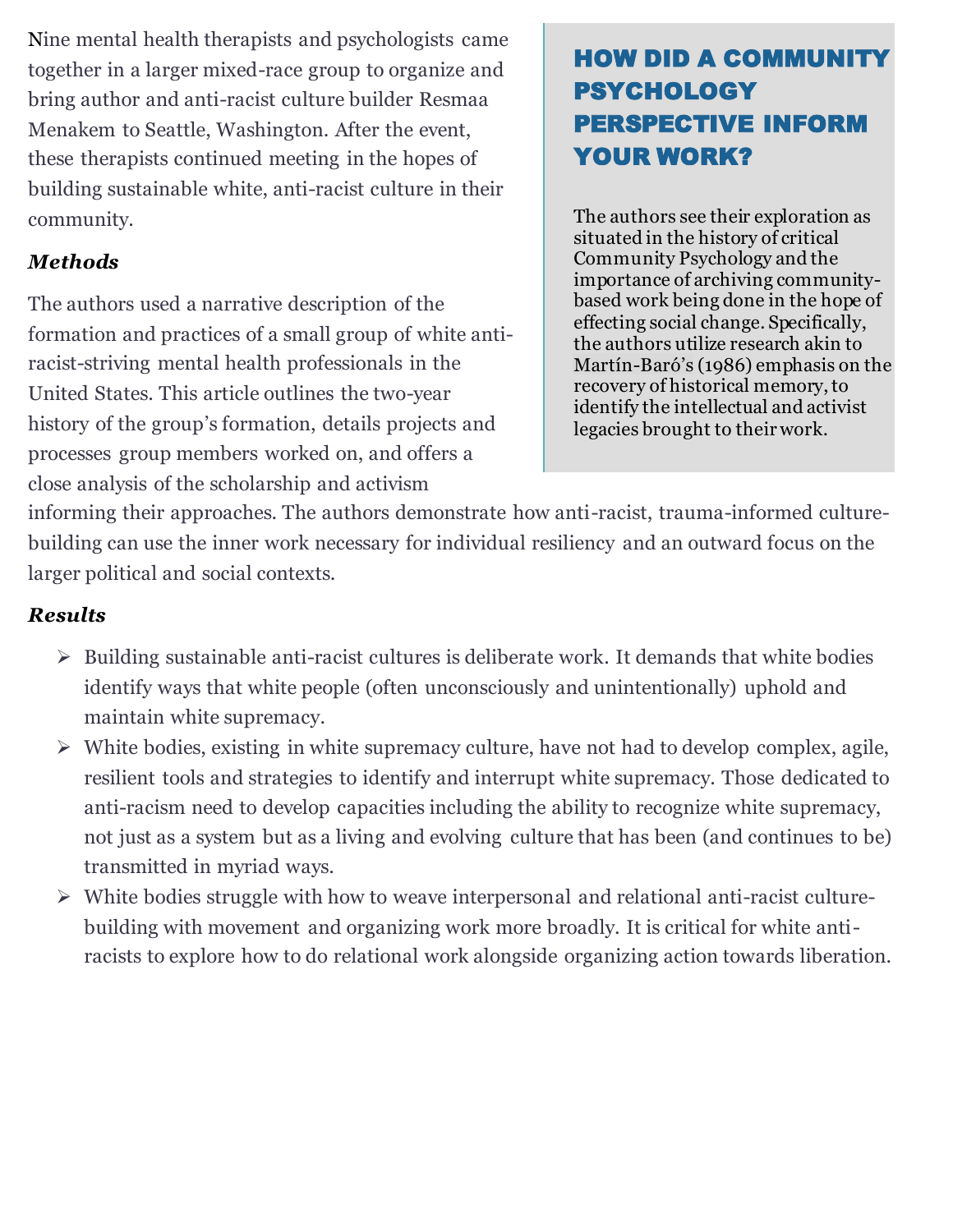Nine mental health therapists and psychologists came together in a larger mixed-race group to organize and bring author and anti-racist culture builder Resmaa Menakem to Seattle, Washington. After the event, these therapists continued meeting in the hopes of building sustainable white, anti-racist culture in their community.

### *Methods*

The authors used a narrative description of the formation and practices of a small group of white anti-racist-striving mental health professionals in the United States. This article outlines the two-year history of the group's formation, details projects and processes group members worked on, and offers a close analysis of the scholarship and activism informing their approaches. The authors demonstrate how anti-racist, trauma-informed culture-building can use the inner work necessary for individual resiliency and an outward focus on the larger political and social contexts.

## HOW DID A COMMUNITY PSYCHOLOGY PERSPECTIVE INFORM YOUR WORK?

The authors see their exploration as situated in the history of critical Community Psychology and the importance of archiving community-based work being done in the hope of effecting social change. Specifically, the authors utilize research akin to Martín-Baró's (1986) emphasis on the recovery of historical memory, to identify the intellectual and activist legacies brought to their work.

### *Results*

- Building sustainable anti-racist cultures is deliberate work. It demands that white bodies identify ways that white people (often unconsciously and unintentionally) uphold and maintain white supremacy.
- White bodies, existing in white supremacy culture, have not had to develop complex, agile, resilient tools and strategies to identify and interrupt white supremacy. Those dedicated to anti-racism need to develop capacities including the ability to recognize white supremacy, not just as a system but as a living and evolving culture that has been (and continues to be) transmitted in myriad ways.
- White bodies struggle with how to weave interpersonal and relational anti-racist culture-building with movement and organizing work more broadly. It is critical for white anti-racists to explore how to do relational work alongside organizing action towards liberation.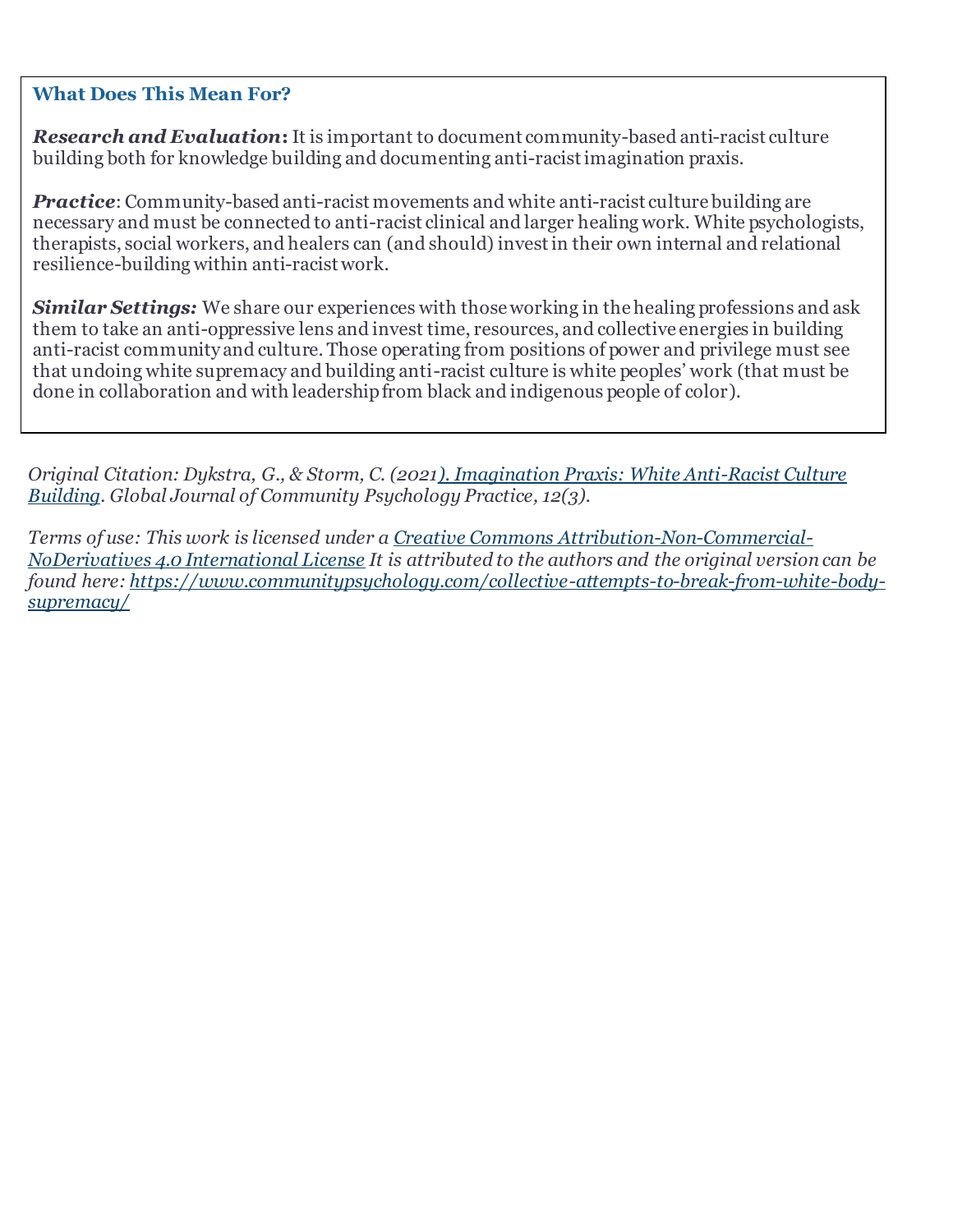### What Does This Mean For?

***Research and Evaluation*:** It is important to document community-based anti-racist culture building both for knowledge building and documenting anti-racist imagination praxis.

***Practice***: Community-based anti-racist movements and white anti-racist culture building are necessary and must be connected to anti-racist clinical and larger healing work. White psychologists, therapists, social workers, and healers can (and should) invest in their own internal and relational resilience-building within anti-racist work.

***Similar Settings:*** We share our experiences with those working in the healing professions and ask them to take an anti-oppressive lens and invest time, resources, and collective energies in building anti-racist community and culture. Those operating from positions of power and privilege must see that undoing white supremacy and building anti-racist culture is white peoples' work (that must be done in collaboration and with leadership from black and indigenous people of color).

*Original Citation: Dykstra, G., & Storm, C. (2021). Imagination Praxis: White Anti-Racist Culture Building. Global Journal of Community Psychology Practice, 12(3).*

*Terms of use: This work is licensed under a Creative Commons Attribution-Non-Commercial-NoDerivatives 4.0 International License It is attributed to the authors and the original version can be found here: https://www.communitypsychology.com/collective-attempts-to-break-from-white-body-supremacy/*